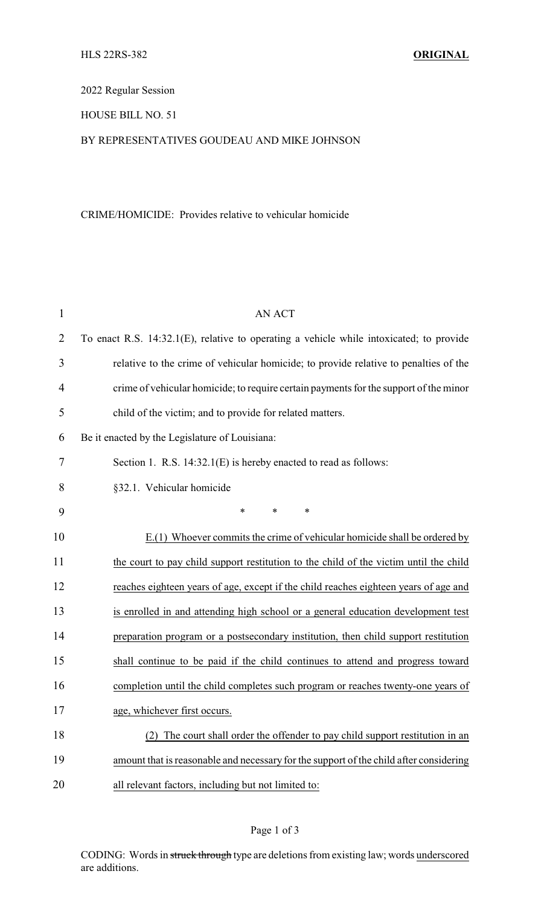HLS 22RS-382 **ORIGINAL**

2022 Regular Session

HOUSE BILL NO. 51

BY REPRESENTATIVES GOUDEAU AND MIKE JOHNSON

CRIME/HOMICIDE: Provides relative to vehicular homicide

AN ACT

To enact R.S. 14:32.1(E), relative to operating a vehicle while intoxicated; to provide relative to the crime of vehicular homicide; to provide relative to penalties of the crime of vehicular homicide; to require certain payments for the support of the minor child of the victim; and to provide for related matters.

Be it enacted by the Legislature of Louisiana:

Section 1. R.S. 14:32.1(E) is hereby enacted to read as follows:

§32.1. Vehicular homicide

\* \* \*

<u>E.(1) Whoever commits the crime of vehicular homicide shall be ordered by the court to pay child support restitution to the child of the victim until the child reaches eighteen years of age, except if the child reaches eighteen years of age and is enrolled in and attending high school or a general education development test preparation program or a postsecondary institution, then child support restitution shall continue to be paid if the child continues to attend and progress toward completion until the child completes such program or reaches twenty-one years of age, whichever first occurs.</u>

<u>(2) The court shall order the offender to pay child support restitution in an amount that is reasonable and necessary for the support of the child after considering all relevant factors, including but not limited to:</u>

CODING: Words in ~~struck through~~ type are deletions from existing law; words <u>underscored</u> are additions.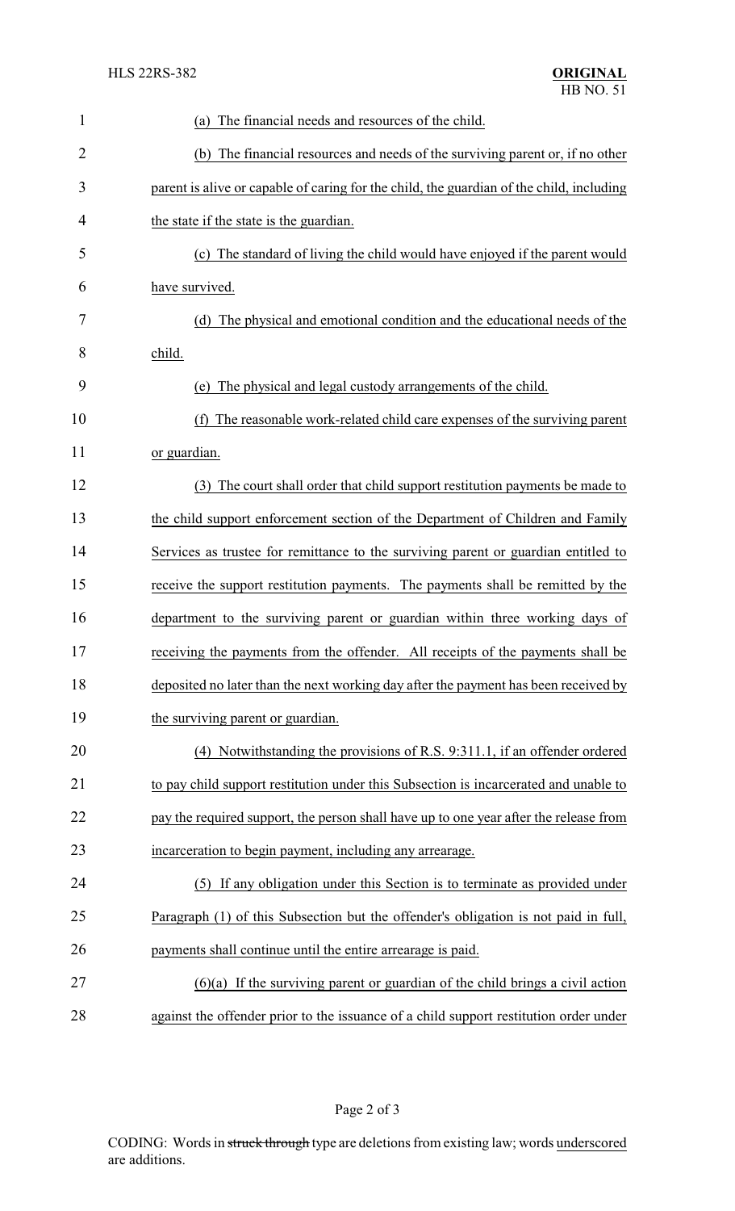(a) The financial needs and resources of the child.

(b) The financial resources and needs of the surviving parent or, if no other parent is alive or capable of caring for the child, the guardian of the child, including the state if the state is the guardian.

(c) The standard of living the child would have enjoyed if the parent would have survived.

(d) The physical and emotional condition and the educational needs of the child.

(e) The physical and legal custody arrangements of the child.

(f) The reasonable work-related child care expenses of the surviving parent or guardian.

(3) The court shall order that child support restitution payments be made to the child support enforcement section of the Department of Children and Family Services as trustee for remittance to the surviving parent or guardian entitled to receive the support restitution payments. The payments shall be remitted by the department to the surviving parent or guardian within three working days of receiving the payments from the offender. All receipts of the payments shall be deposited no later than the next working day after the payment has been received by the surviving parent or guardian.

(4) Notwithstanding the provisions of R.S. 9:311.1, if an offender ordered to pay child support restitution under this Subsection is incarcerated and unable to pay the required support, the person shall have up to one year after the release from incarceration to begin payment, including any arrearage.

(5) If any obligation under this Section is to terminate as provided under Paragraph (1) of this Subsection but the offender's obligation is not paid in full, payments shall continue until the entire arrearage is paid.

(6)(a) If the surviving parent or guardian of the child brings a civil action against the offender prior to the issuance of a child support restitution order under

CODING: Words in struck through type are deletions from existing law; words underscored are additions.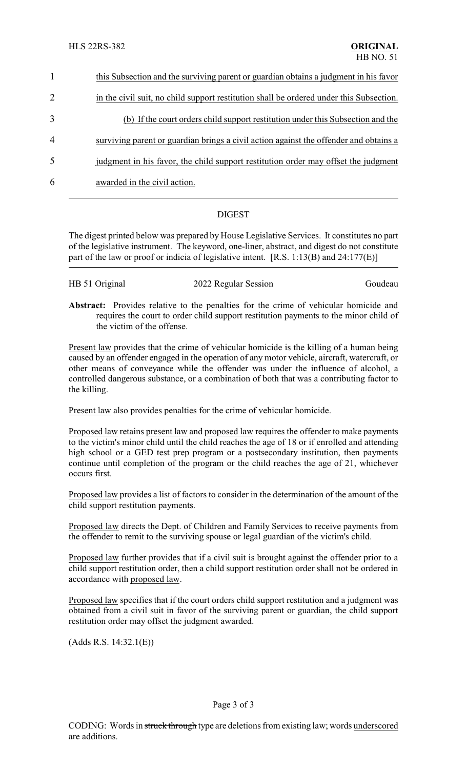this Subsection and the surviving parent or guardian obtains a judgment in his favor in the civil suit, no child support restitution shall be ordered under this Subsection.

(b) If the court orders child support restitution under this Subsection and the surviving parent or guardian brings a civil action against the offender and obtains a judgment in his favor, the child support restitution order may offset the judgment awarded in the civil action.

## DIGEST

The digest printed below was prepared by House Legislative Services. It constitutes no part of the legislative instrument. The keyword, one-liner, abstract, and digest do not constitute part of the law or proof or indicia of legislative intent. [R.S. 1:13(B) and 24:177(E)]

HB 51 Original 2022 Regular Session Goudeau

**Abstract:** Provides relative to the penalties for the crime of vehicular homicide and requires the court to order child support restitution payments to the minor child of the victim of the offense.

Present law provides that the crime of vehicular homicide is the killing of a human being caused by an offender engaged in the operation of any motor vehicle, aircraft, watercraft, or other means of conveyance while the offender was under the influence of alcohol, a controlled dangerous substance, or a combination of both that was a contributing factor to the killing.

Present law also provides penalties for the crime of vehicular homicide.

Proposed law retains present law and proposed law requires the offender to make payments to the victim's minor child until the child reaches the age of 18 or if enrolled and attending high school or a GED test prep program or a postsecondary institution, then payments continue until completion of the program or the child reaches the age of 21, whichever occurs first.

Proposed law provides a list of factors to consider in the determination of the amount of the child support restitution payments.

Proposed law directs the Dept. of Children and Family Services to receive payments from the offender to remit to the surviving spouse or legal guardian of the victim's child.

Proposed law further provides that if a civil suit is brought against the offender prior to a child support restitution order, then a child support restitution order shall not be ordered in accordance with proposed law.

Proposed law specifies that if the court orders child support restitution and a judgment was obtained from a civil suit in favor of the surviving parent or guardian, the child support restitution order may offset the judgment awarded.

(Adds R.S. 14:32.1(E))

CODING: Words in struck through type are deletions from existing law; words underscored are additions.